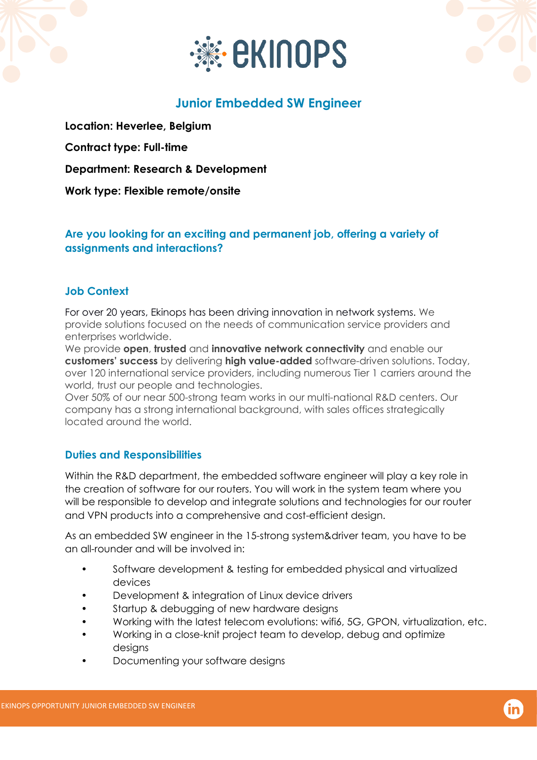# Junior Embedded SW Engineer

**Location: Heverlee, Belgium**

**Contract type: Full-time**

**Department: Research & Development**

**Work type: Flexible remote/onsite**

### Are you looking for an exciting and permanent job, offering a variety of assignments and interactions?

## Job Context

For over 20 years, Ekinops has been driving innovation in network systems. We provide solutions focused on the needs of communication service providers and enterprises worldwide.
We provide **open**, **trusted** and **innovative network connectivity** and enable our **customers' success** by delivering **high value-added** software-driven solutions. Today, over 120 international service providers, including numerous Tier 1 carriers around the world, trust our people and technologies.
Over 50% of our near 500-strong team works in our multi-national R&D centers. Our company has a strong international background, with sales offices strategically located around the world.

## Duties and Responsibilities

Within the R&D department, the embedded software engineer will play a key role in the creation of software for our routers. You will work in the system team where you will be responsible to develop and integrate solutions and technologies for our router and VPN products into a comprehensive and cost-efficient design.

As an embedded SW engineer in the 15-strong system&driver team, you have to be an all-rounder and will be involved in:

- Software development & testing for embedded physical and virtualized devices
- Development & integration of Linux device drivers
- Startup & debugging of new hardware designs
- Working with the latest telecom evolutions: wifi6, 5G, GPON, virtualization, etc.
- Working in a close-knit project team to develop, debug and optimize designs
- Documenting your software designs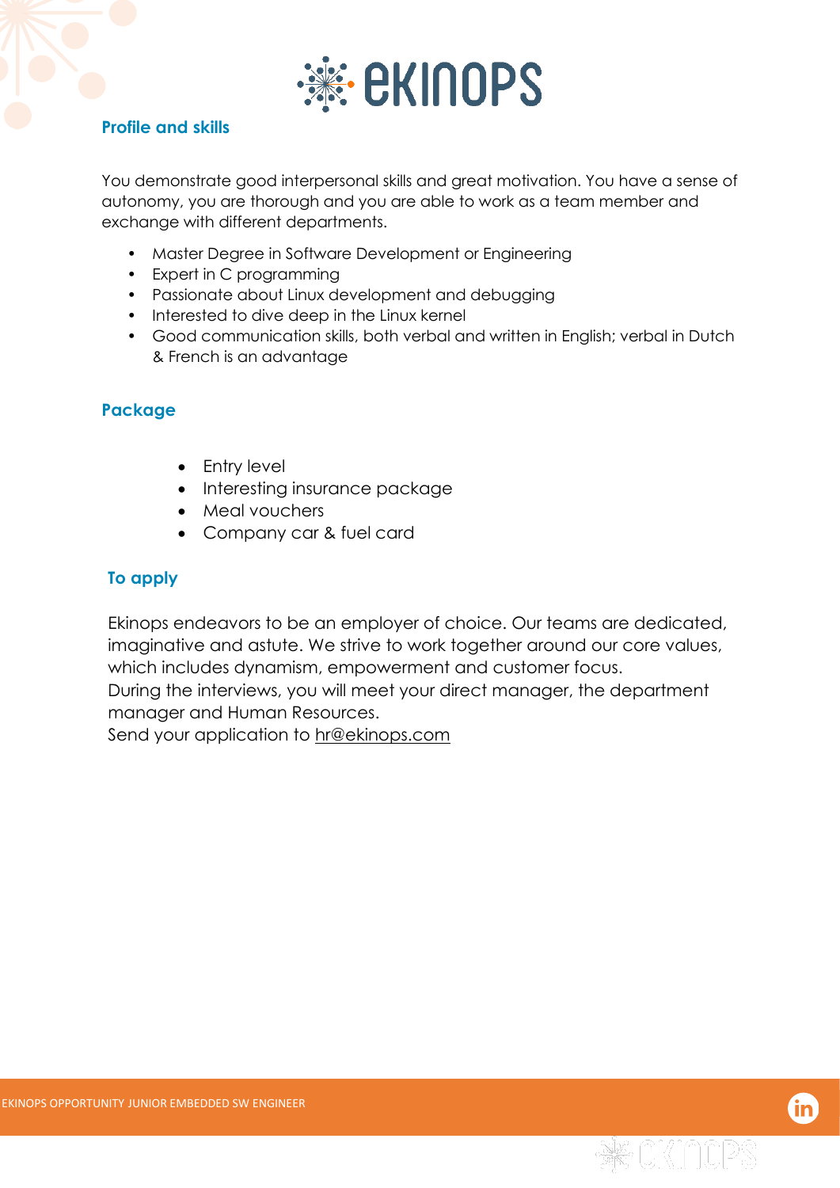## Profile and skills

You demonstrate good interpersonal skills and great motivation. You have a sense of autonomy, you are thorough and you are able to work as a team member and exchange with different departments.

- Master Degree in Software Development or Engineering
- Expert in C programming
- Passionate about Linux development and debugging
- Interested to dive deep in the Linux kernel
- Good communication skills, both verbal and written in English; verbal in Dutch & French is an advantage

## Package

- Entry level
- Interesting insurance package
- Meal vouchers
- Company car & fuel card

## To apply

Ekinops endeavors to be an employer of choice. Our teams are dedicated, imaginative and astute. We strive to work together around our core values, which includes dynamism, empowerment and customer focus.
During the interviews, you will meet your direct manager, the department manager and Human Resources.
Send your application to hr@ekinops.com